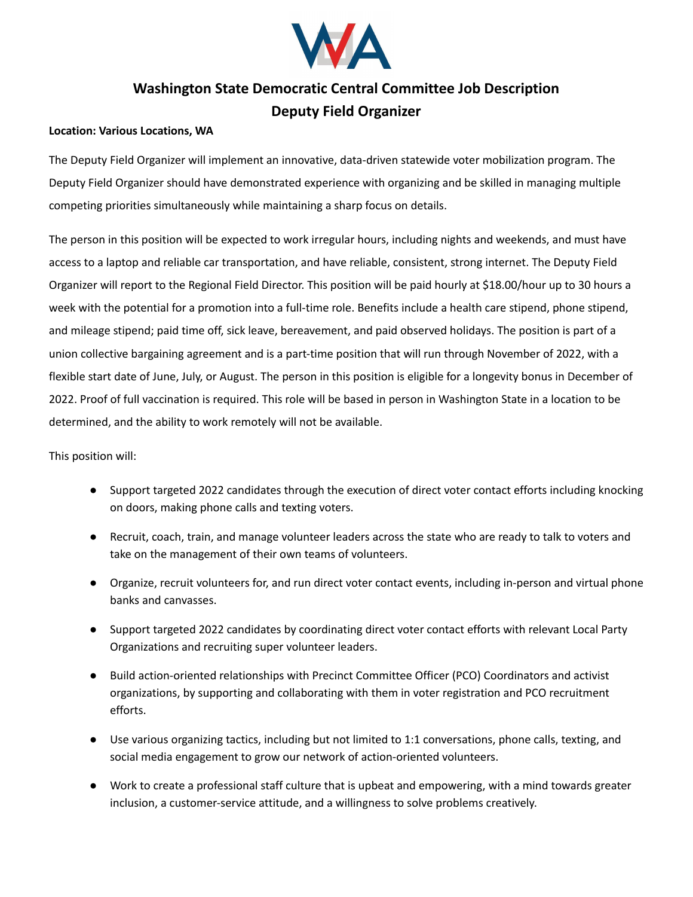# Washington State Democratic Central Committee Job Description

## Deputy Field Organizer

**Location: Various Locations, WA**

The Deputy Field Organizer will implement an innovative, data-driven statewide voter mobilization program. The Deputy Field Organizer should have demonstrated experience with organizing and be skilled in managing multiple competing priorities simultaneously while maintaining a sharp focus on details.

The person in this position will be expected to work irregular hours, including nights and weekends, and must have access to a laptop and reliable car transportation, and have reliable, consistent, strong internet. The Deputy Field Organizer will report to the Regional Field Director. This position will be paid hourly at $18.00/hour up to 30 hours a week with the potential for a promotion into a full-time role. Benefits include a health care stipend, phone stipend, and mileage stipend; paid time off, sick leave, bereavement, and paid observed holidays. The position is part of a union collective bargaining agreement and is a part-time position that will run through November of 2022, with a flexible start date of June, July, or August. The person in this position is eligible for a longevity bonus in December of 2022. Proof of full vaccination is required. This role will be based in person in Washington State in a location to be determined, and the ability to work remotely will not be available.

This position will:

- Support targeted 2022 candidates through the execution of direct voter contact efforts including knocking on doors, making phone calls and texting voters.
- Recruit, coach, train, and manage volunteer leaders across the state who are ready to talk to voters and take on the management of their own teams of volunteers.
- Organize, recruit volunteers for, and run direct voter contact events, including in-person and virtual phone banks and canvasses.
- Support targeted 2022 candidates by coordinating direct voter contact efforts with relevant Local Party Organizations and recruiting super volunteer leaders.
- Build action-oriented relationships with Precinct Committee Officer (PCO) Coordinators and activist organizations, by supporting and collaborating with them in voter registration and PCO recruitment efforts.
- Use various organizing tactics, including but not limited to 1:1 conversations, phone calls, texting, and social media engagement to grow our network of action-oriented volunteers.
- Work to create a professional staff culture that is upbeat and empowering, with a mind towards greater inclusion, a customer-service attitude, and a willingness to solve problems creatively.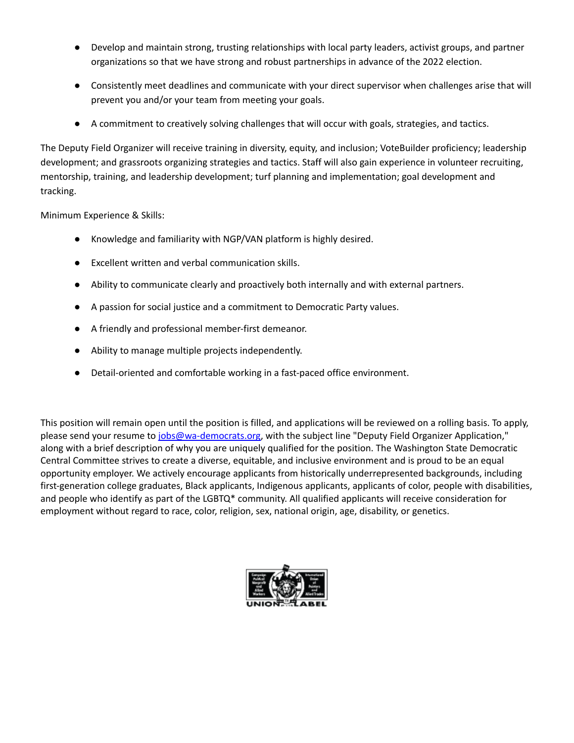- Develop and maintain strong, trusting relationships with local party leaders, activist groups, and partner organizations so that we have strong and robust partnerships in advance of the 2022 election.
- Consistently meet deadlines and communicate with your direct supervisor when challenges arise that will prevent you and/or your team from meeting your goals.
- A commitment to creatively solving challenges that will occur with goals, strategies, and tactics.

The Deputy Field Organizer will receive training in diversity, equity, and inclusion; VoteBuilder proficiency; leadership development; and grassroots organizing strategies and tactics. Staff will also gain experience in volunteer recruiting, mentorship, training, and leadership development; turf planning and implementation; goal development and tracking.

Minimum Experience & Skills:

- Knowledge and familiarity with NGP/VAN platform is highly desired.
- Excellent written and verbal communication skills.
- Ability to communicate clearly and proactively both internally and with external partners.
- A passion for social justice and a commitment to Democratic Party values.
- A friendly and professional member-first demeanor.
- Ability to manage multiple projects independently.
- Detail-oriented and comfortable working in a fast-paced office environment.

This position will remain open until the position is filled, and applications will be reviewed on a rolling basis. To apply, please send your resume to jobs@wa-democrats.org, with the subject line "Deputy Field Organizer Application," along with a brief description of why you are uniquely qualified for the position. The Washington State Democratic Central Committee strives to create a diverse, equitable, and inclusive environment and is proud to be an equal opportunity employer. We actively encourage applicants from historically underrepresented backgrounds, including first-generation college graduates, Black applicants, Indigenous applicants, applicants of color, people with disabilities, and people who identify as part of the LGBTQ* community. All qualified applicants will receive consideration for employment without regard to race, color, religion, sex, national origin, age, disability, or genetics.